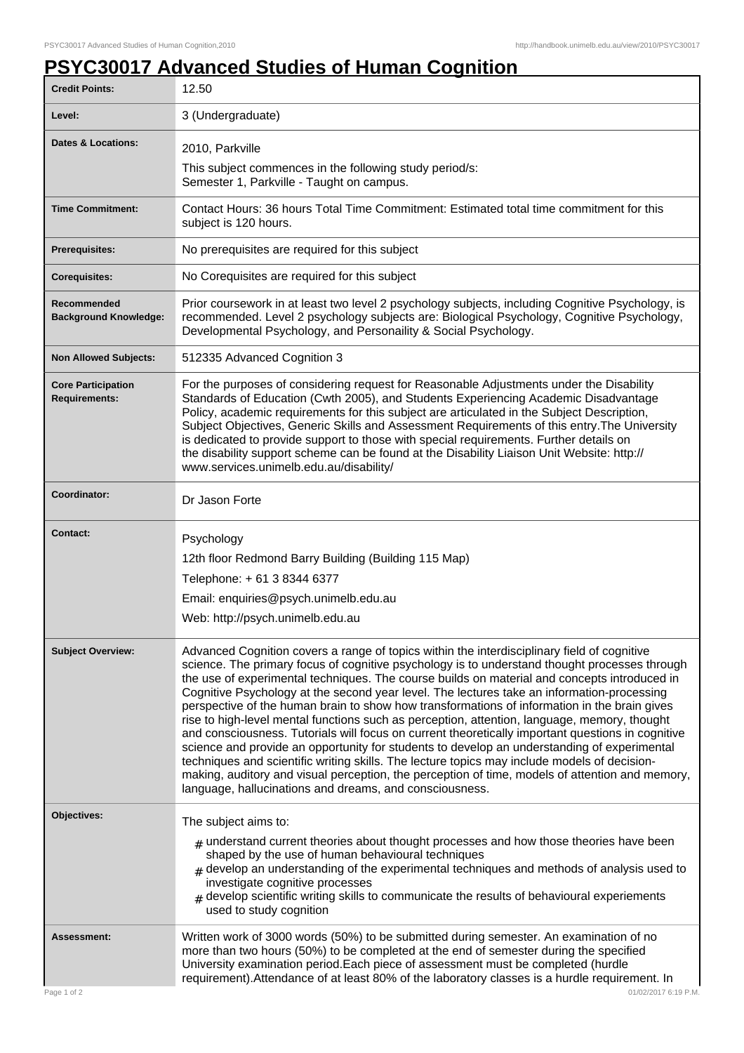# PSYC30017 Advanced Studies of Human Cognition

| | |
|---|---|
| **Credit Points:** | 12.50 |
| **Level:** | 3 (Undergraduate) |
| **Dates & Locations:** | 2010, Parkville<br>This subject commences in the following study period/s:<br>Semester 1, Parkville - Taught on campus. |
| **Time Commitment:** | Contact Hours: 36 hours Total Time Commitment: Estimated total time commitment for this subject is 120 hours. |
| **Prerequisites:** | No prerequisites are required for this subject |
| **Corequisites:** | No Corequisites are required for this subject |
| **Recommended Background Knowledge:** | Prior coursework in at least two level 2 psychology subjects, including Cognitive Psychology, is recommended. Level 2 psychology subjects are: Biological Psychology, Cognitive Psychology, Developmental Psychology, and Personaility & Social Psychology. |
| **Non Allowed Subjects:** | 512335 Advanced Cognition 3 |
| **Core Participation Requirements:** | For the purposes of considering request for Reasonable Adjustments under the Disability Standards of Education (Cwth 2005), and Students Experiencing Academic Disadvantage Policy, academic requirements for this subject are articulated in the Subject Description, Subject Objectives, Generic Skills and Assessment Requirements of this entry.The University is dedicated to provide support to those with special requirements. Further details on the disability support scheme can be found at the Disability Liaison Unit Website: http://www.services.unimelb.edu.au/disability/ |
| **Coordinator:** | Dr Jason Forte |
| **Contact:** | Psychology<br>12th floor Redmond Barry Building (Building 115 Map)<br>Telephone: + 61 3 8344 6377<br>Email: enquiries@psych.unimelb.edu.au<br>Web: http://psych.unimelb.edu.au |
| **Subject Overview:** | Advanced Cognition covers a range of topics within the interdisciplinary field of cognitive science. The primary focus of cognitive psychology is to understand thought processes through the use of experimental techniques. The course builds on material and concepts introduced in Cognitive Psychology at the second year level. The lectures take an information-processing perspective of the human brain to show how transformations of information in the brain gives rise to high-level mental functions such as perception, attention, language, memory, thought and consciousness. Tutorials will focus on current theoretically important questions in cognitive science and provide an opportunity for students to develop an understanding of experimental techniques and scientific writing skills. The lecture topics may include models of decision-making, auditory and visual perception, the perception of time, models of attention and memory, language, hallucinations and dreams, and consciousness. |
| **Objectives:** | The subject aims to:<br># understand current theories about thought processes and how those theories have been shaped by the use of human behavioural techniques<br># develop an understanding of the experimental techniques and methods of analysis used to investigate cognitive processes<br># develop scientific writing skills to communicate the results of behavioural experiements used to study cognition |
| **Assessment:** | Written work of 3000 words (50%) to be submitted during semester. An examination of no more than two hours (50%) to be completed at the end of semester during the specified University examination period.Each piece of assessment must be completed (hurdle requirement).Attendance of at least 80% of the laboratory classes is a hurdle requirement. In |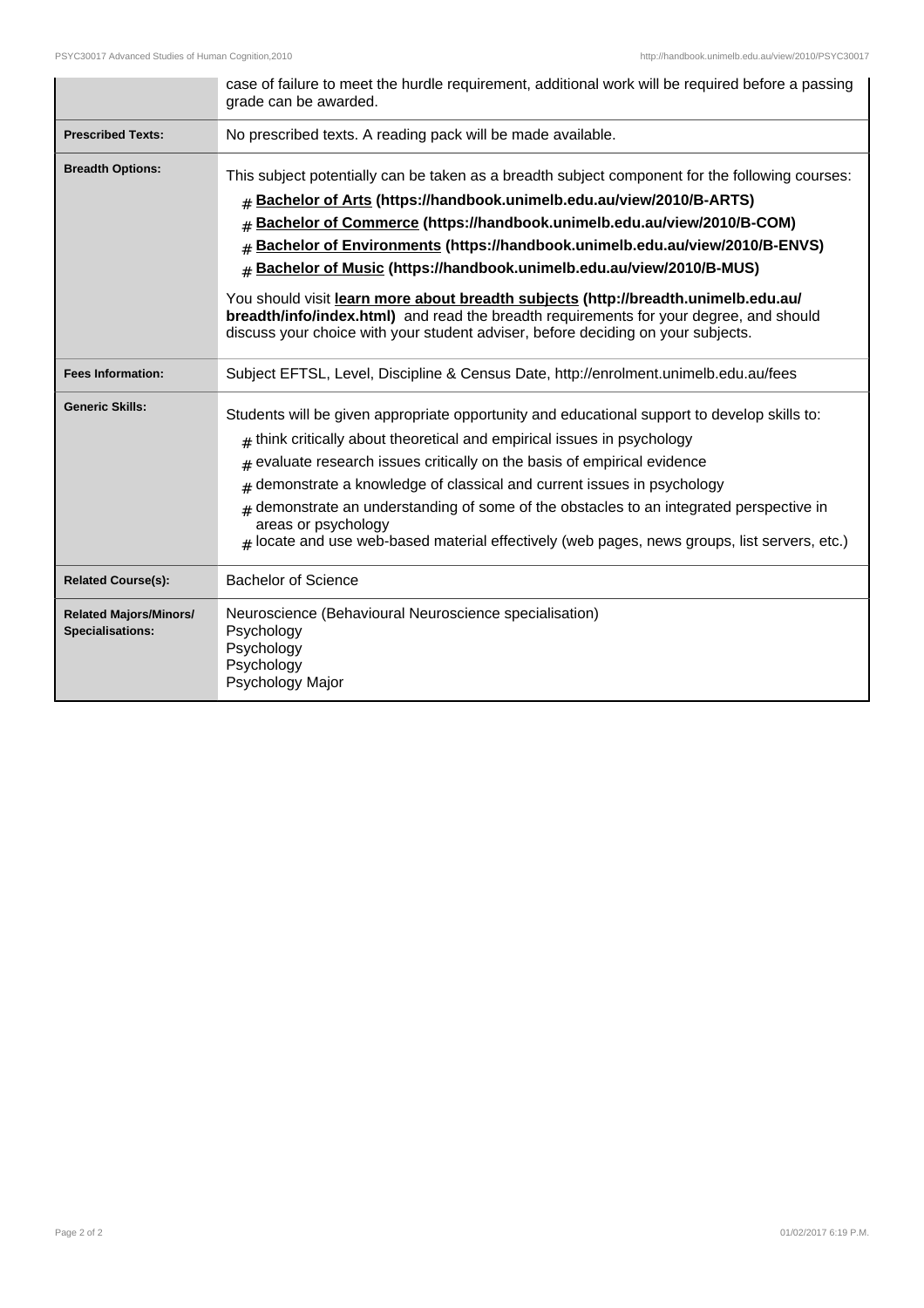| | |
|---|---|
| | case of failure to meet the hurdle requirement, additional work will be required before a passing grade can be awarded. |
| **Prescribed Texts:** | No prescribed texts. A reading pack will be made available. |
| **Breadth Options:** | This subject potentially can be taken as a breadth subject component for the following courses:<br># **Bachelor of Arts (https://handbook.unimelb.edu.au/view/2010/B-ARTS)**<br># **Bachelor of Commerce (https://handbook.unimelb.edu.au/view/2010/B-COM)**<br># **Bachelor of Environments (https://handbook.unimelb.edu.au/view/2010/B-ENVS)**<br># **Bachelor of Music (https://handbook.unimelb.edu.au/view/2010/B-MUS)**<br><br>You should visit **learn more about breadth subjects (http://breadth.unimelb.edu.au/breadth/info/index.html)** and read the breadth requirements for your degree, and should discuss your choice with your student adviser, before deciding on your subjects. |
| **Fees Information:** | Subject EFTSL, Level, Discipline & Census Date, http://enrolment.unimelb.edu.au/fees |
| **Generic Skills:** | Students will be given appropriate opportunity and educational support to develop skills to:<br># think critically about theoretical and empirical issues in psychology<br># evaluate research issues critically on the basis of empirical evidence<br># demonstrate a knowledge of classical and current issues in psychology<br># demonstrate an understanding of some of the obstacles to an integrated perspective in areas or psychology<br># locate and use web-based material effectively (web pages, news groups, list servers, etc.) |
| **Related Course(s):** | Bachelor of Science |
| **Related Majors/Minors/ Specialisations:** | Neuroscience (Behavioural Neuroscience specialisation)<br>Psychology<br>Psychology<br>Psychology<br>Psychology Major |